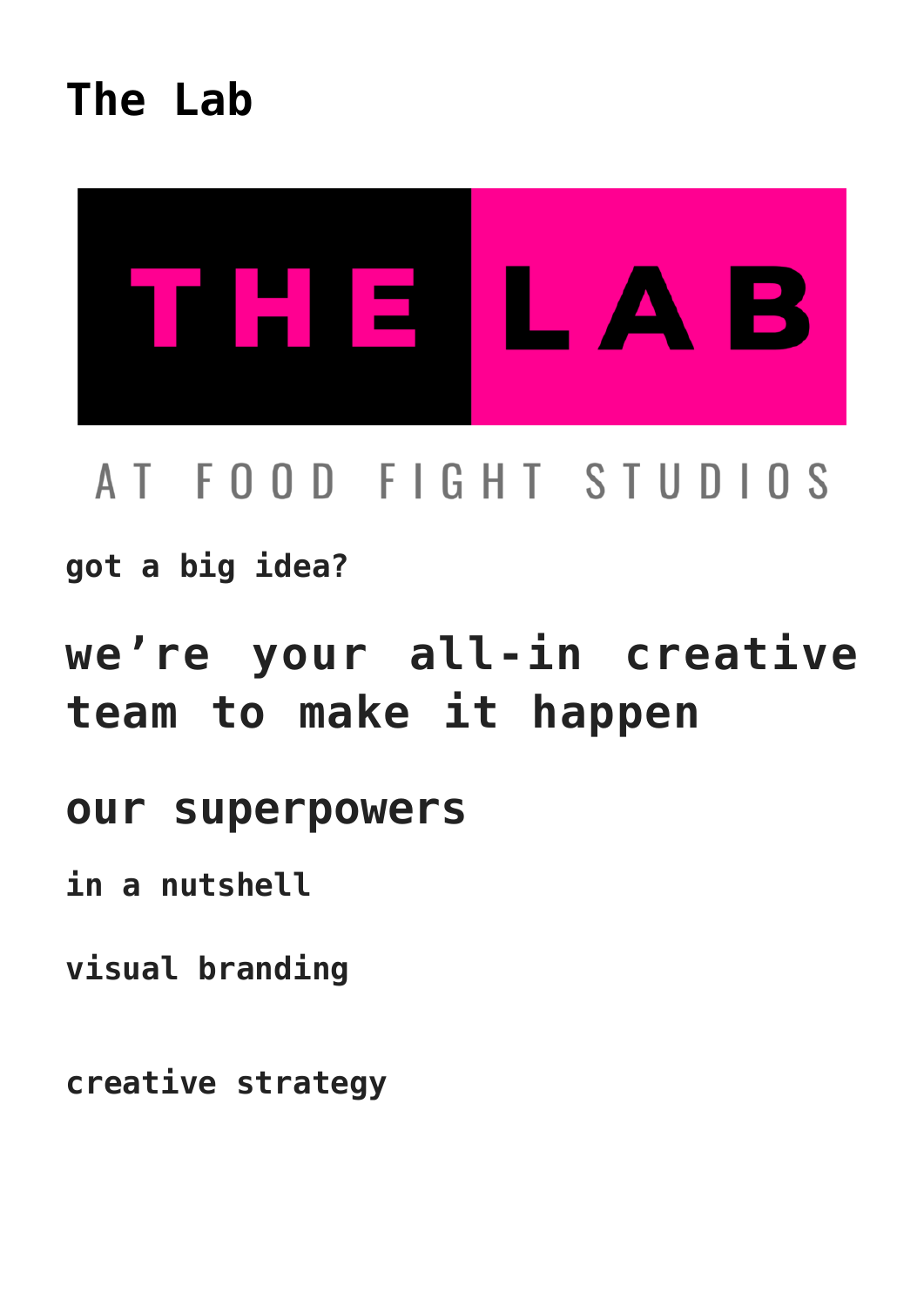# The Lab

THE LAB

AT FOOD FIGHT STUDIOS

**got a big idea?**

## we're your all-in creative team to make it happen

## our superpowers

**in a nutshell**

**visual branding**

**creative strategy**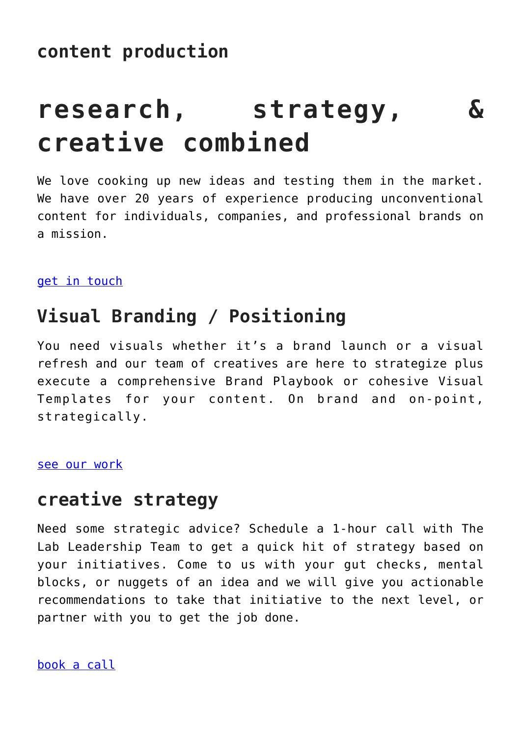## content production

# research, strategy, & creative combined

We love cooking up new ideas and testing them in the market. We have over 20 years of experience producing unconventional content for individuals, companies, and professional brands on a mission.

get in touch

## Visual Branding / Positioning

You need visuals whether it's a brand launch or a visual refresh and our team of creatives are here to strategize plus execute a comprehensive Brand Playbook or cohesive Visual Templates for your content. On brand and on-point, strategically.

see our work

## creative strategy

Need some strategic advice? Schedule a 1-hour call with The Lab Leadership Team to get a quick hit of strategy based on your initiatives. Come to us with your gut checks, mental blocks, or nuggets of an idea and we will give you actionable recommendations to take that initiative to the next level, or partner with you to get the job done.

book a call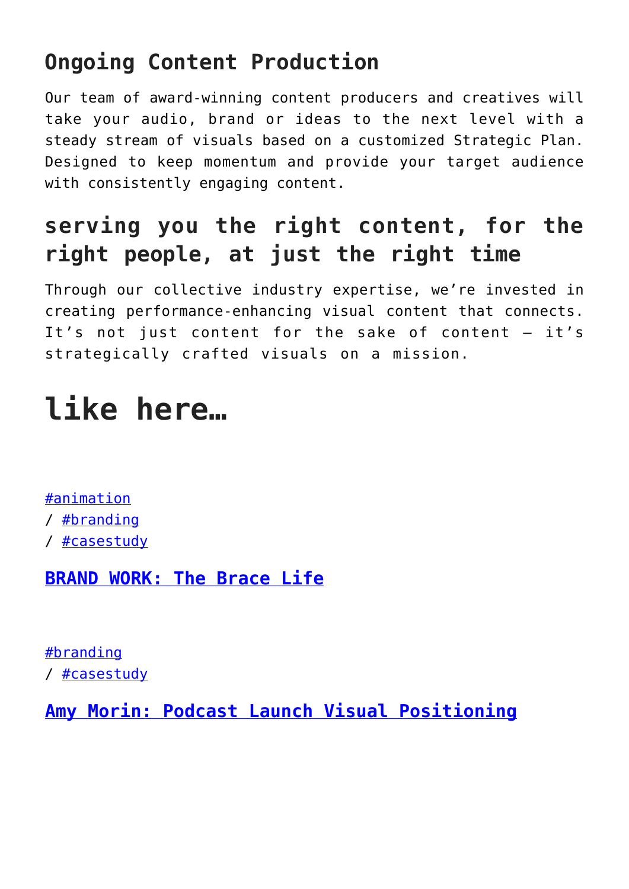## Ongoing Content Production

Our team of award-winning content producers and creatives will take your audio, brand or ideas to the next level with a steady stream of visuals based on a customized Strategic Plan. Designed to keep momentum and provide your target audience with consistently engaging content.

## serving you the right content, for the right people, at just the right time

Through our collective industry expertise, we're invested in creating performance-enhancing visual content that connects. It's not just content for the sake of content – it's strategically crafted visuals on a mission.

# like here…

#animation
/ #branding
/ #casestudy

### BRAND WORK: The Brace Life

#branding
/ #casestudy

### Amy Morin: Podcast Launch Visual Positioning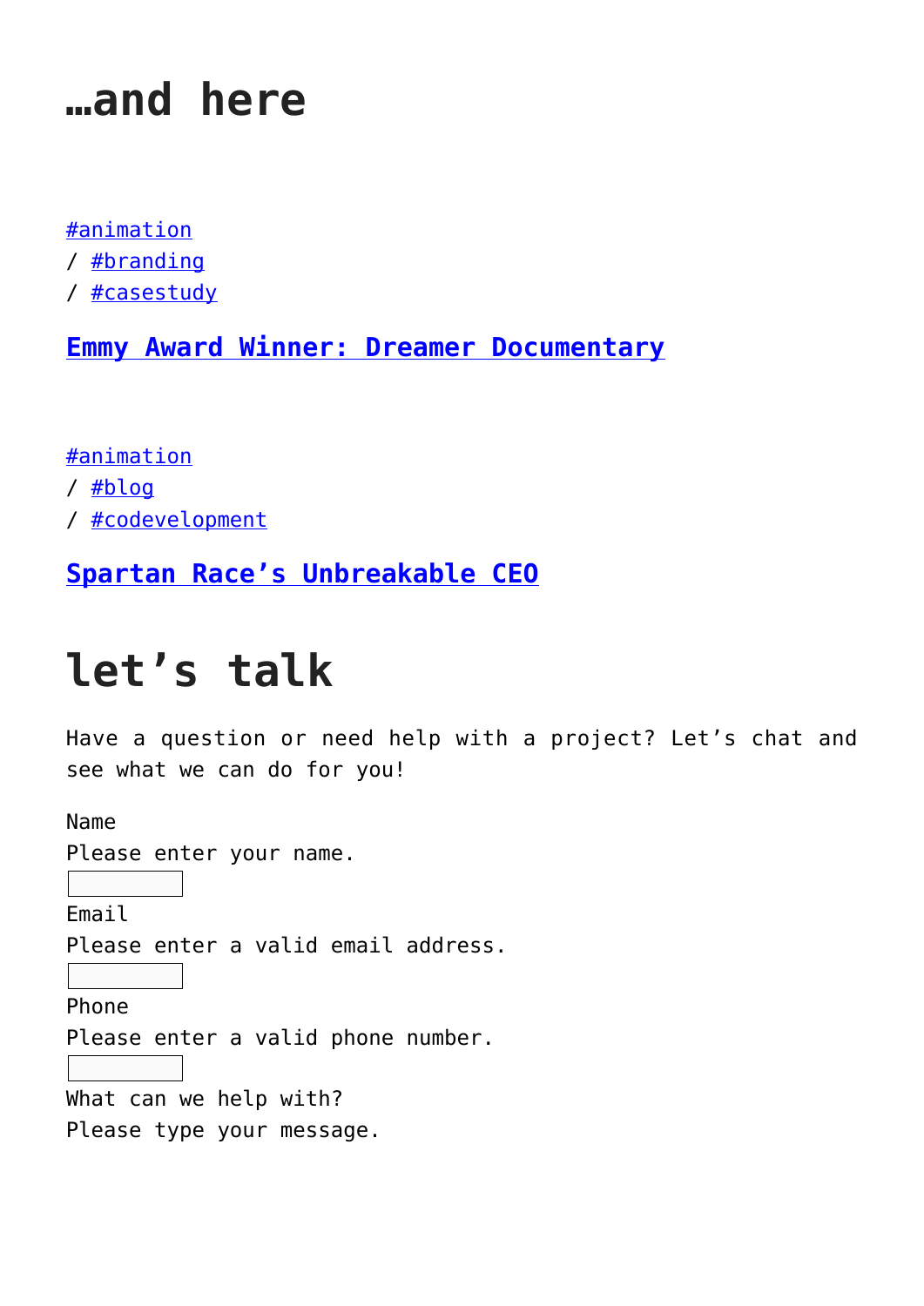# …and here

#animation
/ #branding
/ #casestudy

### Emmy Award Winner: Dreamer Documentary

#animation
/ #blog
/ #codevelopment

### Spartan Race's Unbreakable CEO

# let's talk

Have a question or need help with a project? Let's chat and see what we can do for you!

Name
Please enter your name.

Email
Please enter a valid email address.

Phone
Please enter a valid phone number.

What can we help with?
Please type your message.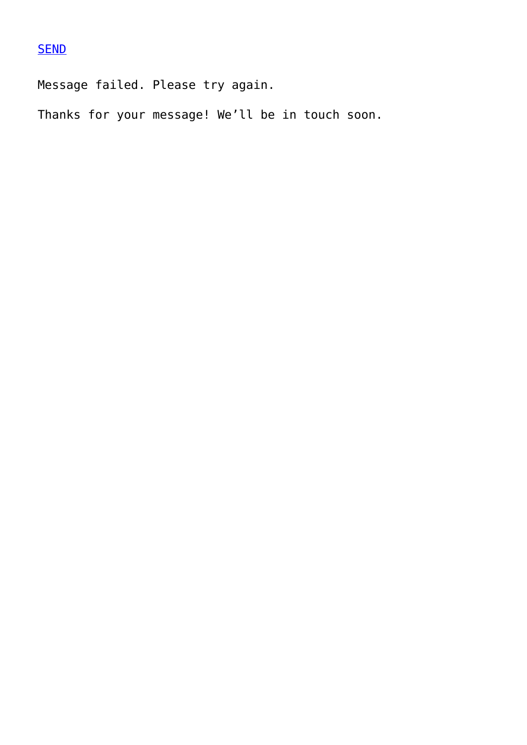SEND

Message failed. Please try again.

Thanks for your message! We’ll be in touch soon.